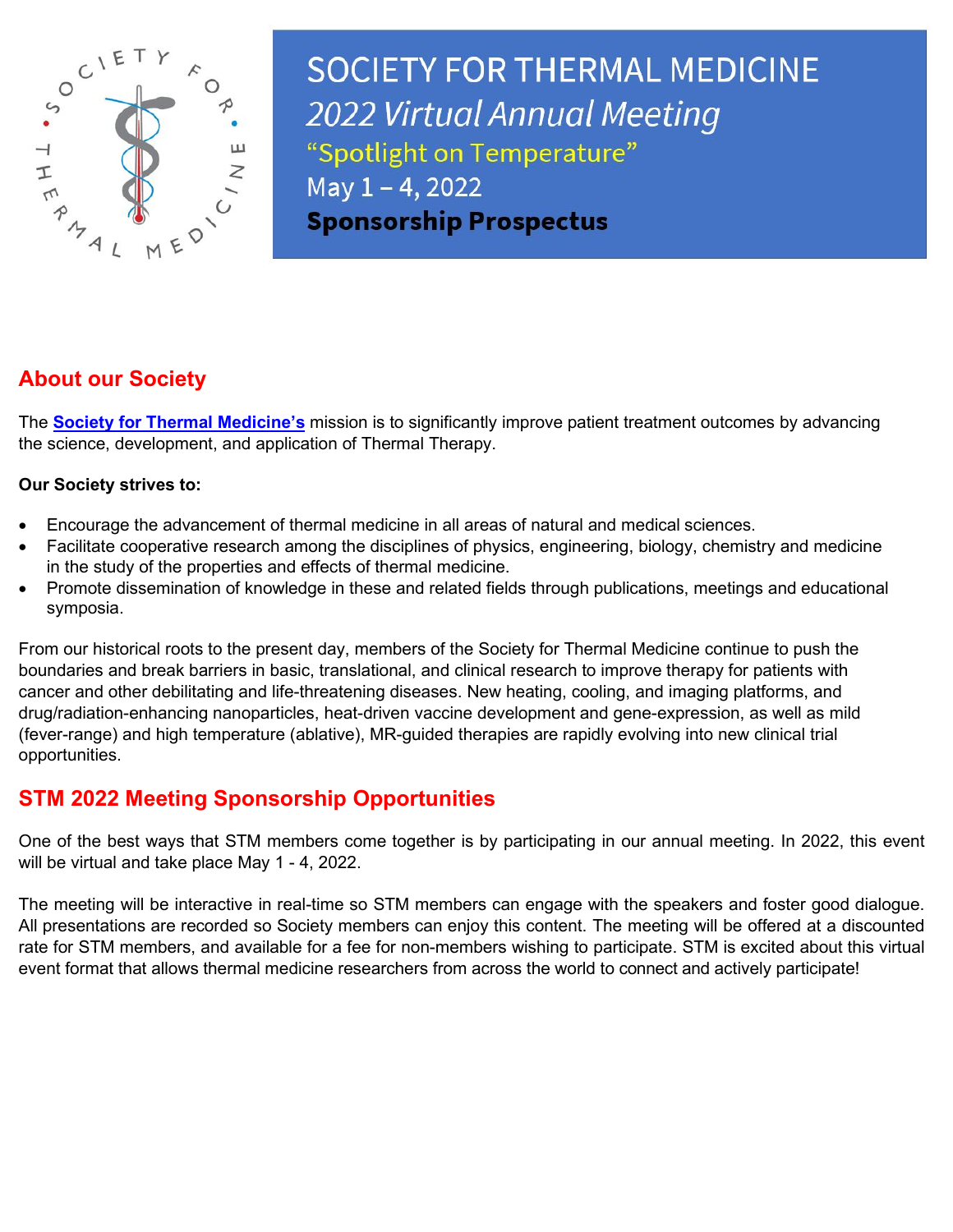# SOCIETY FOR THERMAL MEDICINE

## *2022 Virtual Annual Meeting*

"Spotlight on Temperature"

May 1 – 4, 2022

**Sponsorship Prospectus**

## About our Society

The **Society for Thermal Medicine's** mission is to significantly improve patient treatment outcomes by advancing the science, development, and application of Thermal Therapy.

**Our Society strives to:**

- Encourage the advancement of thermal medicine in all areas of natural and medical sciences.
- Facilitate cooperative research among the disciplines of physics, engineering, biology, chemistry and medicine in the study of the properties and effects of thermal medicine.
- Promote dissemination of knowledge in these and related fields through publications, meetings and educational symposia.

From our historical roots to the present day, members of the Society for Thermal Medicine continue to push the boundaries and break barriers in basic, translational, and clinical research to improve therapy for patients with cancer and other debilitating and life-threatening diseases. New heating, cooling, and imaging platforms, and drug/radiation-enhancing nanoparticles, heat-driven vaccine development and gene-expression, as well as mild (fever-range) and high temperature (ablative), MR-guided therapies are rapidly evolving into new clinical trial opportunities.

## STM 2022 Meeting Sponsorship Opportunities

One of the best ways that STM members come together is by participating in our annual meeting. In 2022, this event will be virtual and take place May 1 - 4, 2022.

The meeting will be interactive in real-time so STM members can engage with the speakers and foster good dialogue. All presentations are recorded so Society members can enjoy this content. The meeting will be offered at a discounted rate for STM members, and available for a fee for non-members wishing to participate. STM is excited about this virtual event format that allows thermal medicine researchers from across the world to connect and actively participate!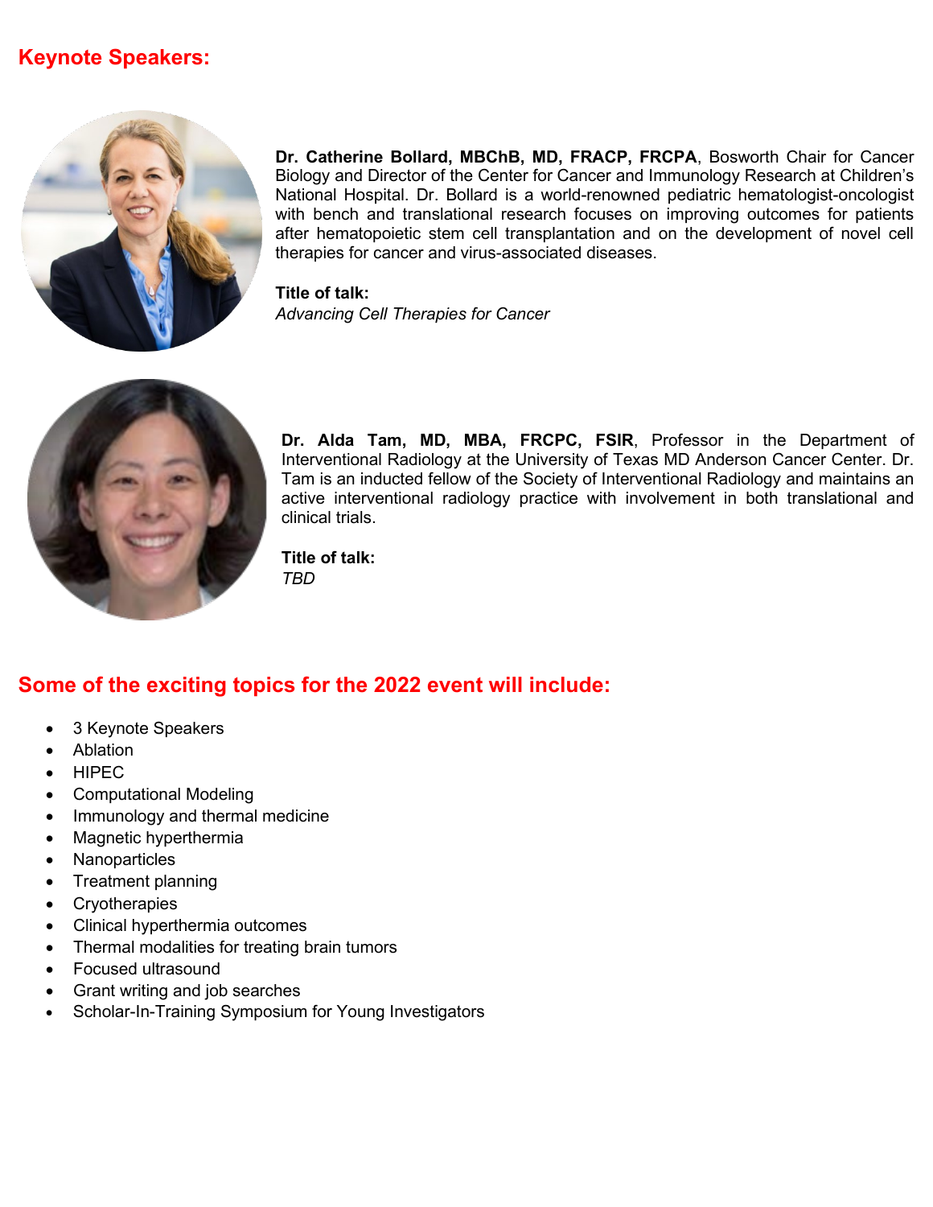## Keynote Speakers:

**Dr. Catherine Bollard, MBChB, MD, FRACP, FRCPA**, Bosworth Chair for Cancer Biology and Director of the Center for Cancer and Immunology Research at Children's National Hospital. Dr. Bollard is a world-renowned pediatric hematologist-oncologist with bench and translational research focuses on improving outcomes for patients after hematopoietic stem cell transplantation and on the development of novel cell therapies for cancer and virus-associated diseases.

**Title of talk:**
*Advancing Cell Therapies for Cancer*

**Dr. Alda Tam, MD, MBA, FRCPC, FSIR**, Professor in the Department of Interventional Radiology at the University of Texas MD Anderson Cancer Center. Dr. Tam is an inducted fellow of the Society of Interventional Radiology and maintains an active interventional radiology practice with involvement in both translational and clinical trials.

**Title of talk:**
*TBD*

## Some of the exciting topics for the 2022 event will include:

- 3 Keynote Speakers
- Ablation
- HIPEC
- Computational Modeling
- Immunology and thermal medicine
- Magnetic hyperthermia
- Nanoparticles
- Treatment planning
- Cryotherapies
- Clinical hyperthermia outcomes
- Thermal modalities for treating brain tumors
- Focused ultrasound
- Grant writing and job searches
- Scholar-In-Training Symposium for Young Investigators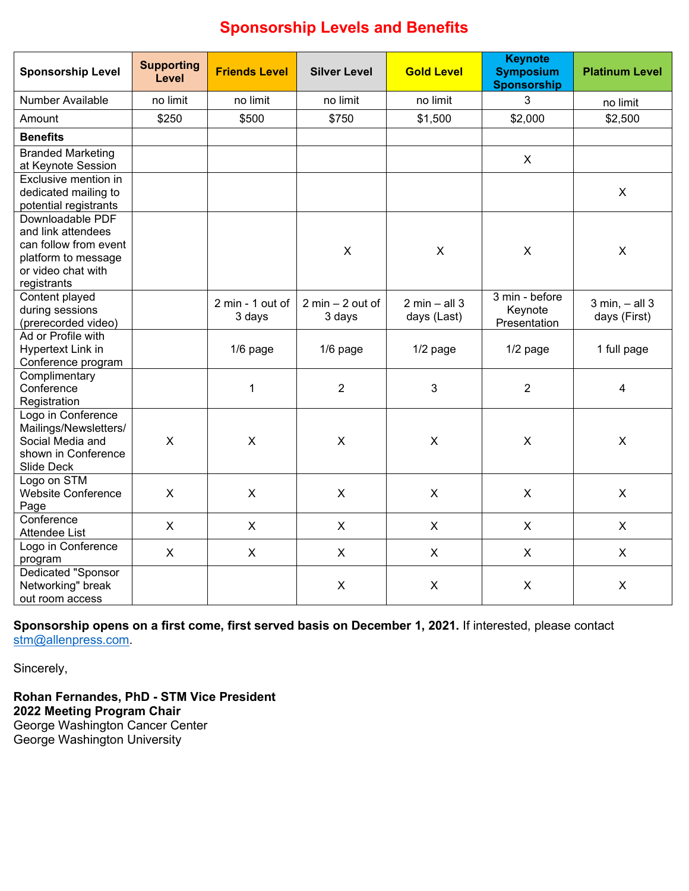# Sponsorship Levels and Benefits

| Sponsorship Level | Supporting Level | Friends Level | Silver Level | Gold Level | Keynote Symposium Sponsorship | Platinum Level |
|---|---|---|---|---|---|---|
| Number Available | no limit | no limit | no limit | no limit | 3 | no limit |
| Amount | $250 | $500 | $750 | $1,500 | $2,000 | $2,500 |
| **Benefits** | | | | | | |
| Branded Marketing at Keynote Session | | | | | X | |
| Exclusive mention in dedicated mailing to potential registrants | | | | | | X |
| Downloadable PDF and link attendees can follow from event platform to message or video chat with registrants | | | X | X | X | X |
| Content played during sessions (prerecorded video) | | 2 min - 1 out of 3 days | 2 min – 2 out of 3 days | 2 min – all 3 days (Last) | 3 min - before Keynote Presentation | 3 min, – all 3 days (First) |
| Ad or Profile with Hypertext Link in Conference program | | 1/6 page | 1/6 page | 1/2 page | 1/2 page | 1 full page |
| Complimentary Conference Registration | | 1 | 2 | 3 | 2 | 4 |
| Logo in Conference Mailings/Newsletters/ Social Media and shown in Conference Slide Deck | X | X | X | X | X | X |
| Logo on STM Website Conference Page | X | X | X | X | X | X |
| Conference Attendee List | X | X | X | X | X | X |
| Logo in Conference program | X | X | X | X | X | X |
| Dedicated "Sponsor Networking" break out room access | | | X | X | X | X |

**Sponsorship opens on a first come, first served basis on December 1, 2021.** If interested, please contact stm@allenpress.com.

Sincerely,

**Rohan Fernandes, PhD - STM Vice President**
**2022 Meeting Program Chair**
George Washington Cancer Center
George Washington University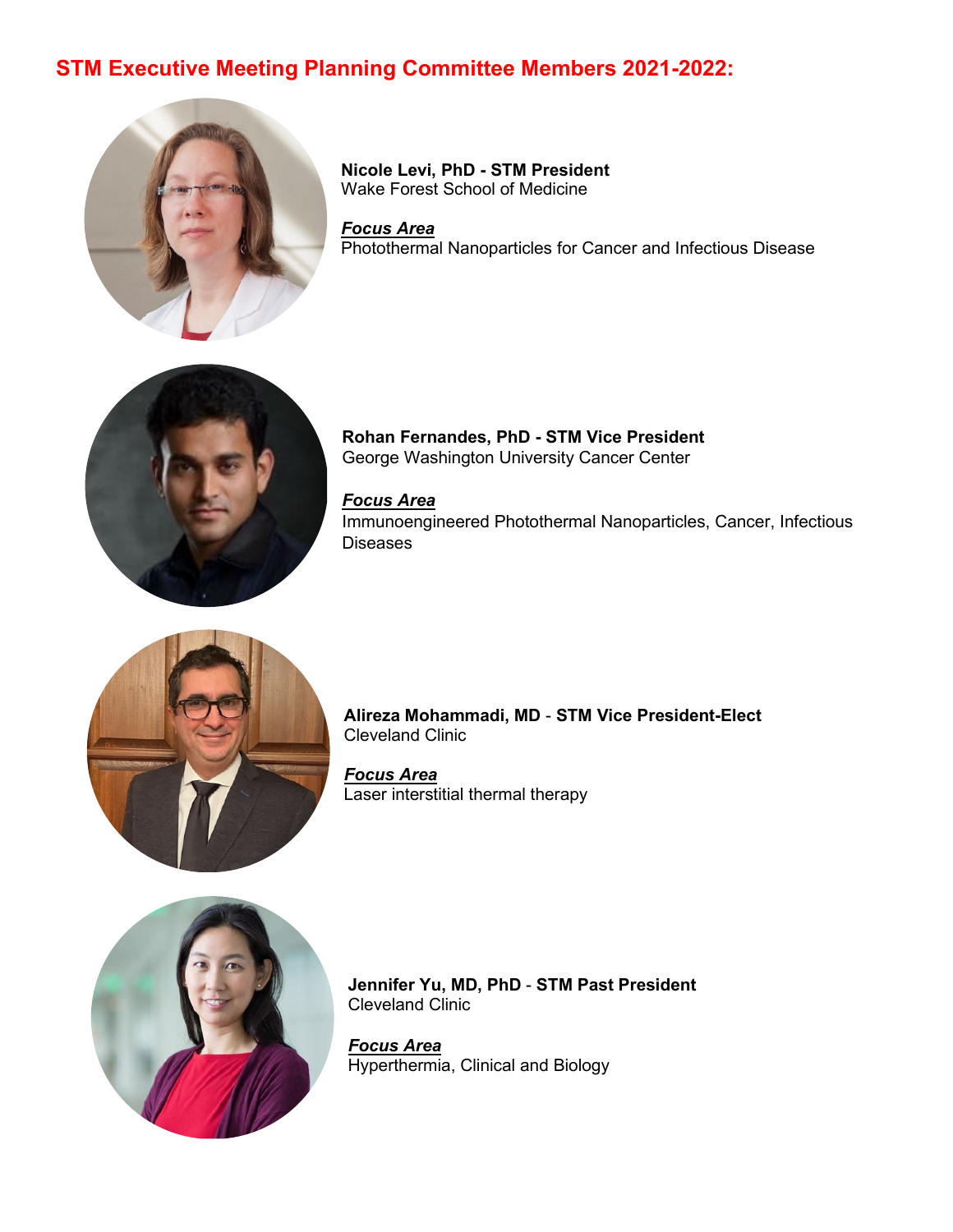## STM Executive Meeting Planning Committee Members 2021-2022:

**Nicole Levi, PhD - STM President**
Wake Forest School of Medicine

***Focus Area***
Photothermal Nanoparticles for Cancer and Infectious Disease

**Rohan Fernandes, PhD - STM Vice President**
George Washington University Cancer Center

***Focus Area***
Immunoengineered Photothermal Nanoparticles, Cancer, Infectious Diseases

**Alireza Mohammadi, MD - STM Vice President-Elect**
Cleveland Clinic

***Focus Area***
Laser interstitial thermal therapy

**Jennifer Yu, MD, PhD - STM Past President**
Cleveland Clinic

***Focus Area***
Hyperthermia, Clinical and Biology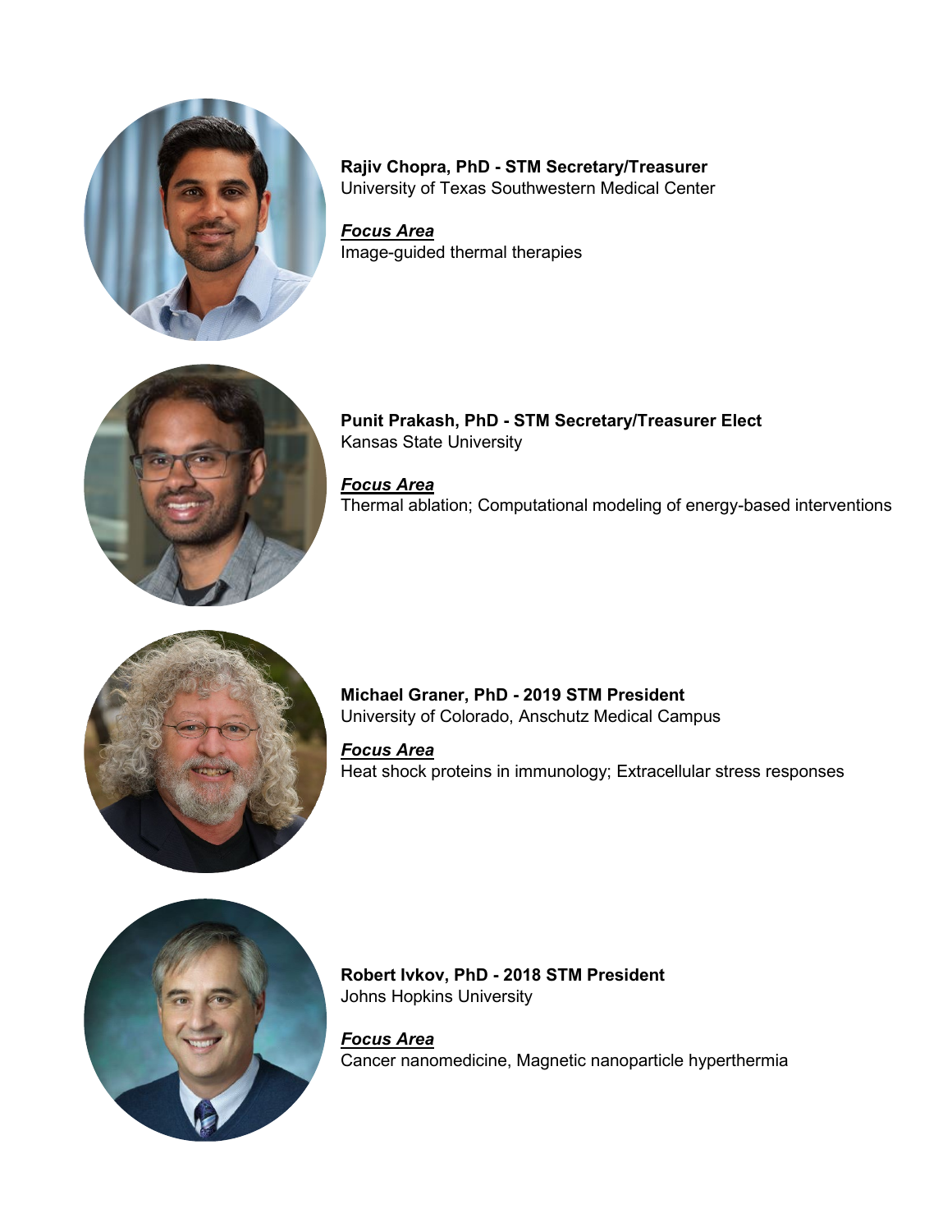**Rajiv Chopra, PhD - STM Secretary/Treasurer**
University of Texas Southwestern Medical Center

***Focus Area***
Image-guided thermal therapies

**Punit Prakash, PhD - STM Secretary/Treasurer Elect**
Kansas State University

***Focus Area***
Thermal ablation; Computational modeling of energy-based interventions

**Michael Graner, PhD - 2019 STM President**
University of Colorado, Anschutz Medical Campus

***Focus Area***
Heat shock proteins in immunology; Extracellular stress responses

**Robert Ivkov, PhD - 2018 STM President**
Johns Hopkins University

***Focus Area***
Cancer nanomedicine, Magnetic nanoparticle hyperthermia